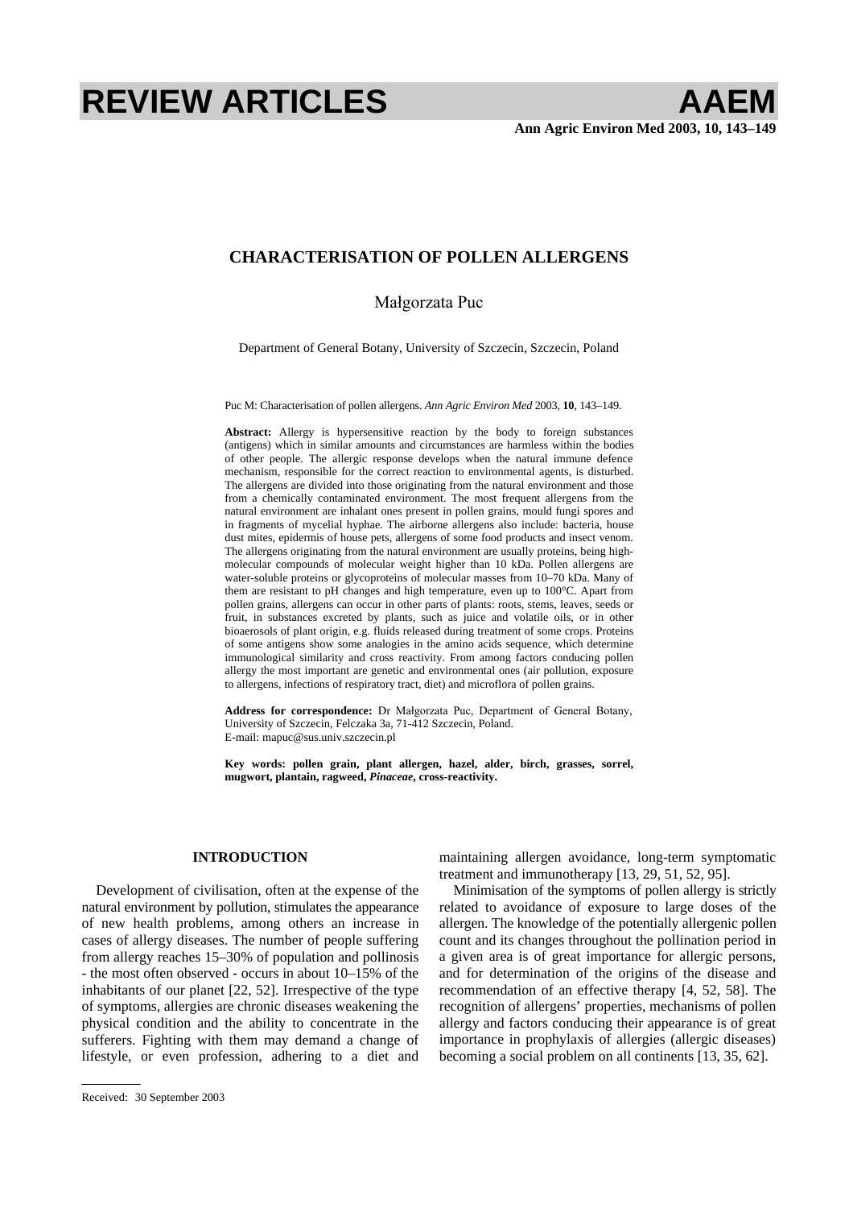# CHARACTERISATION OF POLLEN ALLERGENS

Małgorzata Puc

Department of General Botany, University of Szczecin, Szczecin, Poland

Puc M: Characterisation of pollen allergens. *Ann Agric Environ Med* 2003, **10**, 143–149.

**Abstract:** Allergy is hypersensitive reaction by the body to foreign substances (antigens) which in similar amounts and circumstances are harmless within the bodies of other people. The allergic response develops when the natural immune defence mechanism, responsible for the correct reaction to environmental agents, is disturbed. The allergens are divided into those originating from the natural environment and those from a chemically contaminated environment. The most frequent allergens from the natural environment are inhalant ones present in pollen grains, mould fungi spores and in fragments of mycelial hyphae. The airborne allergens also include: bacteria, house dust mites, epidermis of house pets, allergens of some food products and insect venom. The allergens originating from the natural environment are usually proteins, being high-molecular compounds of molecular weight higher than 10 kDa. Pollen allergens are water-soluble proteins or glycoproteins of molecular masses from 10–70 kDa. Many of them are resistant to pH changes and high temperature, even up to 100°C. Apart from pollen grains, allergens can occur in other parts of plants: roots, stems, leaves, seeds or fruit, in substances excreted by plants, such as juice and volatile oils, or in other bioaerosols of plant origin, e.g. fluids released during treatment of some crops. Proteins of some antigens show some analogies in the amino acids sequence, which determine immunological similarity and cross reactivity. From among factors conducing pollen allergy the most important are genetic and environmental ones (air pollution, exposure to allergens, infections of respiratory tract, diet) and microflora of pollen grains.

**Address for correspondence:** Dr Małgorzata Puc, Department of General Botany, University of Szczecin, Felczaka 3a, 71-412 Szczecin, Poland.
E-mail: mapuc@sus.univ.szczecin.pl

**Key words: pollen grain, plant allergen, hazel, alder, birch, grasses, sorrel, mugwort, plantain, ragweed, *Pinaceae*, cross-reactivity.**

## INTRODUCTION

Development of civilisation, often at the expense of the natural environment by pollution, stimulates the appearance of new health problems, among others an increase in cases of allergy diseases. The number of people suffering from allergy reaches 15–30% of population and pollinosis - the most often observed - occurs in about 10–15% of the inhabitants of our planet [22, 52]. Irrespective of the type of symptoms, allergies are chronic diseases weakening the physical condition and the ability to concentrate in the sufferers. Fighting with them may demand a change of lifestyle, or even profession, adhering to a diet and maintaining allergen avoidance, long-term symptomatic treatment and immunotherapy [13, 29, 51, 52, 95].

Minimisation of the symptoms of pollen allergy is strictly related to avoidance of exposure to large doses of the allergen. The knowledge of the potentially allergenic pollen count and its changes throughout the pollination period in a given area is of great importance for allergic persons, and for determination of the origins of the disease and recommendation of an effective therapy [4, 52, 58]. The recognition of allergens' properties, mechanisms of pollen allergy and factors conducing their appearance is of great importance in prophylaxis of allergies (allergic diseases) becoming a social problem on all continents [13, 35, 62].

Received: 30 September 2003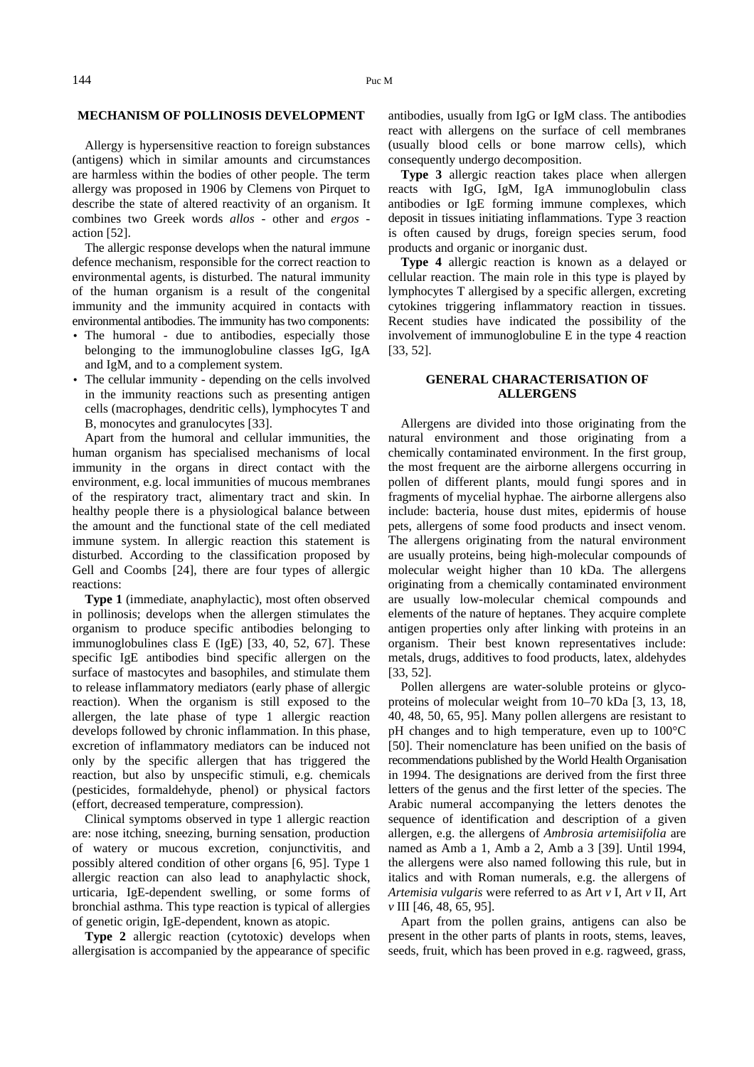## MECHANISM OF POLLINOSIS DEVELOPMENT

Allergy is hypersensitive reaction to foreign substances (antigens) which in similar amounts and circumstances are harmless within the bodies of other people. The term allergy was proposed in 1906 by Clemens von Pirquet to describe the state of altered reactivity of an organism. It combines two Greek words *allos* - other and *ergos* - action [52].

The allergic response develops when the natural immune defence mechanism, responsible for the correct reaction to environmental agents, is disturbed. The natural immunity of the human organism is a result of the congenital immunity and the immunity acquired in contacts with environmental antibodies. The immunity has two components:

- The humoral - due to antibodies, especially those belonging to the immunoglobuline classes IgG, IgA and IgM, and to a complement system.
- The cellular immunity - depending on the cells involved in the immunity reactions such as presenting antigen cells (macrophages, dendritic cells), lymphocytes T and B, monocytes and granulocytes [33].

Apart from the humoral and cellular immunities, the human organism has specialised mechanisms of local immunity in the organs in direct contact with the environment, e.g. local immunities of mucous membranes of the respiratory tract, alimentary tract and skin. In healthy people there is a physiological balance between the amount and the functional state of the cell mediated immune system. In allergic reaction this statement is disturbed. According to the classification proposed by Gell and Coombs [24], there are four types of allergic reactions:

**Type 1** (immediate, anaphylactic), most often observed in pollinosis; develops when the allergen stimulates the organism to produce specific antibodies belonging to immunoglobulines class E (IgE) [33, 40, 52, 67]. These specific IgE antibodies bind specific allergen on the surface of mastocytes and basophiles, and stimulate them to release inflammatory mediators (early phase of allergic reaction). When the organism is still exposed to the allergen, the late phase of type 1 allergic reaction develops followed by chronic inflammation. In this phase, excretion of inflammatory mediators can be induced not only by the specific allergen that has triggered the reaction, but also by unspecific stimuli, e.g. chemicals (pesticides, formaldehyde, phenol) or physical factors (effort, decreased temperature, compression).

Clinical symptoms observed in type 1 allergic reaction are: nose itching, sneezing, burning sensation, production of watery or mucous excretion, conjunctivitis, and possibly altered condition of other organs [6, 95]. Type 1 allergic reaction can also lead to anaphylactic shock, urticaria, IgE-dependent swelling, or some forms of bronchial asthma. This type reaction is typical of allergies of genetic origin, IgE-dependent, known as atopic.

**Type 2** allergic reaction (cytotoxic) develops when allergisation is accompanied by the appearance of specific antibodies, usually from IgG or IgM class. The antibodies react with allergens on the surface of cell membranes (usually blood cells or bone marrow cells), which consequently undergo decomposition.

**Type 3** allergic reaction takes place when allergen reacts with IgG, IgM, IgA immunoglobulin class antibodies or IgE forming immune complexes, which deposit in tissues initiating inflammations. Type 3 reaction is often caused by drugs, foreign species serum, food products and organic or inorganic dust.

**Type 4** allergic reaction is known as a delayed or cellular reaction. The main role in this type is played by lymphocytes T allergised by a specific allergen, excreting cytokines triggering inflammatory reaction in tissues. Recent studies have indicated the possibility of the involvement of immunoglobuline E in the type 4 reaction [33, 52].

## GENERAL CHARACTERISATION OF ALLERGENS

Allergens are divided into those originating from the natural environment and those originating from a chemically contaminated environment. In the first group, the most frequent are the airborne allergens occurring in pollen of different plants, mould fungi spores and in fragments of mycelial hyphae. The airborne allergens also include: bacteria, house dust mites, epidermis of house pets, allergens of some food products and insect venom. The allergens originating from the natural environment are usually proteins, being high-molecular compounds of molecular weight higher than 10 kDa. The allergens originating from a chemically contaminated environment are usually low-molecular chemical compounds and elements of the nature of heptanes. They acquire complete antigen properties only after linking with proteins in an organism. Their best known representatives include: metals, drugs, additives to food products, latex, aldehydes [33, 52].

Pollen allergens are water-soluble proteins or glycoproteins of molecular weight from 10–70 kDa [3, 13, 18, 40, 48, 50, 65, 95]. Many pollen allergens are resistant to pH changes and to high temperature, even up to 100°C [50]. Their nomenclature has been unified on the basis of recommendations published by the World Health Organisation in 1994. The designations are derived from the first three letters of the genus and the first letter of the species. The Arabic numeral accompanying the letters denotes the sequence of identification and description of a given allergen, e.g. the allergens of *Ambrosia artemisiifolia* are named as Amb a 1, Amb a 2, Amb a 3 [39]. Until 1994, the allergens were also named following this rule, but in italics and with Roman numerals, e.g. the allergens of *Artemisia vulgaris* were referred to as Art *v* I, Art *v* II, Art *v* III [46, 48, 65, 95].

Apart from the pollen grains, antigens can also be present in the other parts of plants in roots, stems, leaves, seeds, fruit, which has been proved in e.g. ragweed, grass,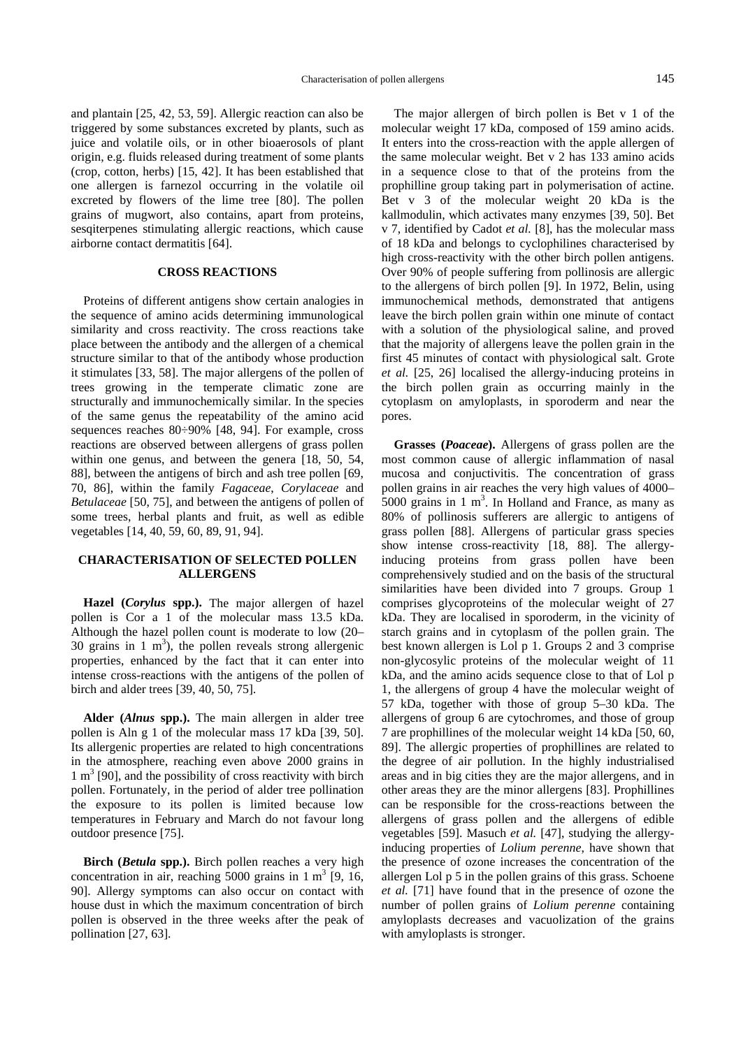and plantain [25, 42, 53, 59]. Allergic reaction can also be triggered by some substances excreted by plants, such as juice and volatile oils, or in other bioaerosols of plant origin, e.g. fluids released during treatment of some plants (crop, cotton, herbs) [15, 42]. It has been established that one allergen is farnezol occurring in the volatile oil excreted by flowers of the lime tree [80]. The pollen grains of mugwort, also contains, apart from proteins, sesqiterpenes stimulating allergic reactions, which cause airborne contact dermatitis [64].

## CROSS REACTIONS

Proteins of different antigens show certain analogies in the sequence of amino acids determining immunological similarity and cross reactivity. The cross reactions take place between the antibody and the allergen of a chemical structure similar to that of the antibody whose production it stimulates [33, 58]. The major allergens of the pollen of trees growing in the temperate climatic zone are structurally and immunochemically similar. In the species of the same genus the repeatability of the amino acid sequences reaches 80÷90% [48, 94]. For example, cross reactions are observed between allergens of grass pollen within one genus, and between the genera [18, 50, 54, 88], between the antigens of birch and ash tree pollen [69, 70, 86], within the family *Fagaceae*, *Corylaceae* and *Betulaceae* [50, 75], and between the antigens of pollen of some trees, herbal plants and fruit, as well as edible vegetables [14, 40, 59, 60, 89, 91, 94].

## CHARACTERISATION OF SELECTED POLLEN ALLERGENS

**Hazel (*Corylus* spp.).** The major allergen of hazel pollen is Cor a 1 of the molecular mass 13.5 kDa. Although the hazel pollen count is moderate to low (20–30 grains in 1 m$^3$), the pollen reveals strong allergenic properties, enhanced by the fact that it can enter into intense cross-reactions with the antigens of the pollen of birch and alder trees [39, 40, 50, 75].

**Alder (*Alnus* spp.).** The main allergen in alder tree pollen is Aln g 1 of the molecular mass 17 kDa [39, 50]. Its allergenic properties are related to high concentrations in the atmosphere, reaching even above 2000 grains in 1 m$^3$ [90], and the possibility of cross reactivity with birch pollen. Fortunately, in the period of alder tree pollination the exposure to its pollen is limited because low temperatures in February and March do not favour long outdoor presence [75].

**Birch (*Betula* spp.).** Birch pollen reaches a very high concentration in air, reaching 5000 grains in 1 m$^3$ [9, 16, 90]. Allergy symptoms can also occur on contact with house dust in which the maximum concentration of birch pollen is observed in the three weeks after the peak of pollination [27, 63].

The major allergen of birch pollen is Bet v 1 of the molecular weight 17 kDa, composed of 159 amino acids. It enters into the cross-reaction with the apple allergen of the same molecular weight. Bet v 2 has 133 amino acids in a sequence close to that of the proteins from the prophilline group taking part in polymerisation of actine. Bet v 3 of the molecular weight 20 kDa is the kallmodulin, which activates many enzymes [39, 50]. Bet v 7, identified by Cadot *et al.* [8], has the molecular mass of 18 kDa and belongs to cyclophilines characterised by high cross-reactivity with the other birch pollen antigens. Over 90% of people suffering from pollinosis are allergic to the allergens of birch pollen [9]. In 1972, Belin, using immunochemical methods, demonstrated that antigens leave the birch pollen grain within one minute of contact with a solution of the physiological saline, and proved that the majority of allergens leave the pollen grain in the first 45 minutes of contact with physiological salt. Grote *et al.* [25, 26] localised the allergy-inducing proteins in the birch pollen grain as occurring mainly in the cytoplasm on amyloplasts, in sporoderm and near the pores.

**Grasses (*Poaceae*).** Allergens of grass pollen are the most common cause of allergic inflammation of nasal mucosa and conjuctivitis. The concentration of grass pollen grains in air reaches the very high values of 4000–5000 grains in 1 m$^3$. In Holland and France, as many as 80% of pollinosis sufferers are allergic to antigens of grass pollen [88]. Allergens of particular grass species show intense cross-reactivity [18, 88]. The allergy-inducing proteins from grass pollen have been comprehensively studied and on the basis of the structural similarities have been divided into 7 groups. Group 1 comprises glycoproteins of the molecular weight of 27 kDa. They are localised in sporoderm, in the vicinity of starch grains and in cytoplasm of the pollen grain. The best known allergen is Lol p 1. Groups 2 and 3 comprise non-glycosylic proteins of the molecular weight of 11 kDa, and the amino acids sequence close to that of Lol p 1, the allergens of group 4 have the molecular weight of 57 kDa, together with those of group 5–30 kDa. The allergens of group 6 are cytochromes, and those of group 7 are prophillines of the molecular weight 14 kDa [50, 60, 89]. The allergic properties of prophillines are related to the degree of air pollution. In the highly industrialised areas and in big cities they are the major allergens, and in other areas they are the minor allergens [83]. Prophillines can be responsible for the cross-reactions between the allergens of grass pollen and the allergens of edible vegetables [59]. Masuch *et al.* [47], studying the allergy-inducing properties of *Lolium perenne*, have shown that the presence of ozone increases the concentration of the allergen Lol p 5 in the pollen grains of this grass. Schoene *et al.* [71] have found that in the presence of ozone the number of pollen grains of *Lolium perenne* containing amyloplasts decreases and vacuolization of the grains with amyloplasts is stronger.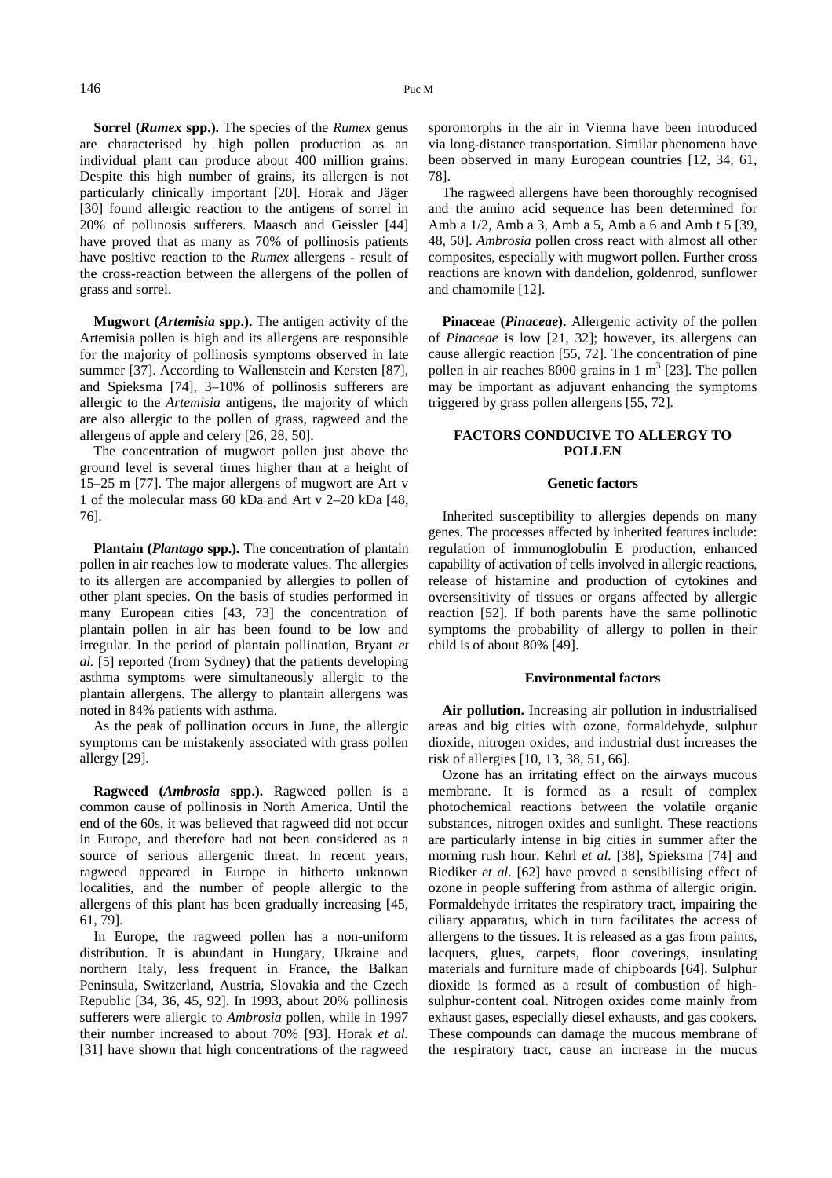**Sorrel (*Rumex* spp.).** The species of the *Rumex* genus are characterised by high pollen production as an individual plant can produce about 400 million grains. Despite this high number of grains, its allergen is not particularly clinically important [20]. Horak and Jäger [30] found allergic reaction to the antigens of sorrel in 20% of pollinosis sufferers. Maasch and Geissler [44] have proved that as many as 70% of pollinosis patients have positive reaction to the *Rumex* allergens - result of the cross-reaction between the allergens of the pollen of grass and sorrel.

**Mugwort (*Artemisia* spp.).** The antigen activity of the Artemisia pollen is high and its allergens are responsible for the majority of pollinosis symptoms observed in late summer [37]. According to Wallenstein and Kersten [87], and Spieksma [74], 3–10% of pollinosis sufferers are allergic to the *Artemisia* antigens, the majority of which are also allergic to the pollen of grass, ragweed and the allergens of apple and celery [26, 28, 50].

The concentration of mugwort pollen just above the ground level is several times higher than at a height of 15–25 m [77]. The major allergens of mugwort are Art v 1 of the molecular mass 60 kDa and Art v 2–20 kDa [48, 76].

**Plantain (*Plantago* spp.).** The concentration of plantain pollen in air reaches low to moderate values. The allergies to its allergen are accompanied by allergies to pollen of other plant species. On the basis of studies performed in many European cities [43, 73] the concentration of plantain pollen in air has been found to be low and irregular. In the period of plantain pollination, Bryant *et al.* [5] reported (from Sydney) that the patients developing asthma symptoms were simultaneously allergic to the plantain allergens. The allergy to plantain allergens was noted in 84% patients with asthma.

As the peak of pollination occurs in June, the allergic symptoms can be mistakenly associated with grass pollen allergy [29].

**Ragweed (*Ambrosia* spp.).** Ragweed pollen is a common cause of pollinosis in North America. Until the end of the 60s, it was believed that ragweed did not occur in Europe, and therefore had not been considered as a source of serious allergenic threat. In recent years, ragweed appeared in Europe in hitherto unknown localities, and the number of people allergic to the allergens of this plant has been gradually increasing [45, 61, 79].

In Europe, the ragweed pollen has a non-uniform distribution. It is abundant in Hungary, Ukraine and northern Italy, less frequent in France, the Balkan Peninsula, Switzerland, Austria, Slovakia and the Czech Republic [34, 36, 45, 92]. In 1993, about 20% pollinosis sufferers were allergic to *Ambrosia* pollen, while in 1997 their number increased to about 70% [93]. Horak *et al.* [31] have shown that high concentrations of the ragweed sporomorphs in the air in Vienna have been introduced via long-distance transportation. Similar phenomena have been observed in many European countries [12, 34, 61, 78].

The ragweed allergens have been thoroughly recognised and the amino acid sequence has been determined for Amb a 1/2, Amb a 3, Amb a 5, Amb a 6 and Amb t 5 [39, 48, 50]. *Ambrosia* pollen cross react with almost all other composites, especially with mugwort pollen. Further cross reactions are known with dandelion, goldenrod, sunflower and chamomile [12].

**Pinaceae (*Pinaceae*).** Allergenic activity of the pollen of *Pinaceae* is low [21, 32]; however, its allergens can cause allergic reaction [55, 72]. The concentration of pine pollen in air reaches 8000 grains in 1 $m^3$ [23]. The pollen may be important as adjuvant enhancing the symptoms triggered by grass pollen allergens [55, 72].

## FACTORS CONDUCIVE TO ALLERGY TO POLLEN

### Genetic factors

Inherited susceptibility to allergies depends on many genes. The processes affected by inherited features include: regulation of immunoglobulin E production, enhanced capability of activation of cells involved in allergic reactions, release of histamine and production of cytokines and oversensitivity of tissues or organs affected by allergic reaction [52]. If both parents have the same pollinotic symptoms the probability of allergy to pollen in their child is of about 80% [49].

### Environmental factors

**Air pollution.** Increasing air pollution in industrialised areas and big cities with ozone, formaldehyde, sulphur dioxide, nitrogen oxides, and industrial dust increases the risk of allergies [10, 13, 38, 51, 66].

Ozone has an irritating effect on the airways mucous membrane. It is formed as a result of complex photochemical reactions between the volatile organic substances, nitrogen oxides and sunlight. These reactions are particularly intense in big cities in summer after the morning rush hour. Kehrl *et al.* [38], Spieksma [74] and Riediker *et al.* [62] have proved a sensibilising effect of ozone in people suffering from asthma of allergic origin. Formaldehyde irritates the respiratory tract, impairing the ciliary apparatus, which in turn facilitates the access of allergens to the tissues. It is released as a gas from paints, lacquers, glues, carpets, floor coverings, insulating materials and furniture made of chipboards [64]. Sulphur dioxide is formed as a result of combustion of high-sulphur-content coal. Nitrogen oxides come mainly from exhaust gases, especially diesel exhausts, and gas cookers. These compounds can damage the mucous membrane of the respiratory tract, cause an increase in the mucus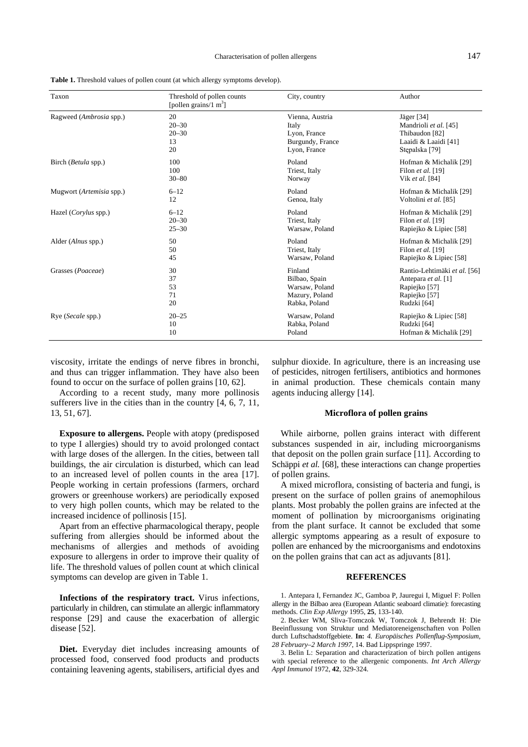**Table 1.** Threshold values of pollen count (at which allergy symptoms develop).

| Taxon | Threshold of pollen counts [pollen grains/1 $m^3$] | City, country | Author |
|---|---|---|---|
| Ragweed (*Ambrosia* spp.) | 20 | Vienna, Austria | Jäger [34] |
| | 20–30 | Italy | Mandrioli *et al.* [45] |
| | 20–30 | Lyon, France | Thibaudon [82] |
| | 13 | Burgundy, France | Laaidi & Laaidi [41] |
| | 20 | Lyon, France | Stępalska [79] |
| Birch (*Betula* spp.) | 100 | Poland | Hofman & Michalik [29] |
| | 100 | Triest, Italy | Filon *et al.* [19] |
| | 30–80 | Norway | Vik *et al.* [84] |
| Mugwort (*Artemisia* spp.) | 6–12 | Poland | Hofman & Michalik [29] |
| | 12 | Genoa, Italy | Voltolini *et al.* [85] |
| Hazel (*Corylus* spp.) | 6–12 | Poland | Hofman & Michalik [29] |
| | 20–30 | Triest, Italy | Filon *et al.* [19] |
| | 25–30 | Warsaw, Poland | Rapiejko & Lipiec [58] |
| Alder (*Alnus* spp.) | 50 | Poland | Hofman & Michalik [29] |
| | 50 | Triest, Italy | Filon *et al.* [19] |
| | 45 | Warsaw, Poland | Rapiejko & Lipiec [58] |
| Grasses (*Poaceae*) | 30 | Finland | Rantio-Lehtimäki *et al.* [56] |
| | 37 | Bilbao, Spain | Antepara *et al.* [1] |
| | 53 | Warsaw, Poland | Rapiejko [57] |
| | 71 | Mazury, Poland | Rapiejko [57] |
| | 20 | Rabka, Poland | Rudzki [64] |
| Rye (*Secale* spp.) | 20–25 | Warsaw, Poland | Rapiejko & Lipiec [58] |
| | 10 | Rabka, Poland | Rudzki [64] |
| | 10 | Poland | Hofman & Michalik [29] |

viscosity, irritate the endings of nerve fibres in bronchi, and thus can trigger inflammation. They have also been found to occur on the surface of pollen grains [10, 62].

According to a recent study, many more pollinosis sufferers live in the cities than in the country [4, 6, 7, 11, 13, 51, 67].

**Exposure to allergens.** People with atopy (predisposed to type I allergies) should try to avoid prolonged contact with large doses of the allergen. In the cities, between tall buildings, the air circulation is disturbed, which can lead to an increased level of pollen counts in the area [17]. People working in certain professions (farmers, orchard growers or greenhouse workers) are periodically exposed to very high pollen counts, which may be related to the increased incidence of pollinosis [15].

Apart from an effective pharmacological therapy, people suffering from allergies should be informed about the mechanisms of allergies and methods of avoiding exposure to allergens in order to improve their quality of life. The threshold values of pollen count at which clinical symptoms can develop are given in Table 1.

**Infections of the respiratory tract.** Virus infections, particularly in children, can stimulate an allergic inflammatory response [29] and cause the exacerbation of allergic disease [52].

**Diet.** Everyday diet includes increasing amounts of processed food, conserved food products and products containing leavening agents, stabilisers, artificial dyes and sulphur dioxide. In agriculture, there is an increasing use of pesticides, nitrogen fertilisers, antibiotics and hormones in animal production. These chemicals contain many agents inducing allergy [14].

## Microflora of pollen grains

While airborne, pollen grains interact with different substances suspended in air, including microorganisms that deposit on the pollen grain surface [11]. According to Schäppi *et al.* [68], these interactions can change properties of pollen grains.

A mixed microflora, consisting of bacteria and fungi, is present on the surface of pollen grains of anemophilous plants. Most probably the pollen grains are infected at the moment of pollination by microorganisms originating from the plant surface. It cannot be excluded that some allergic symptoms appearing as a result of exposure to pollen are enhanced by the microorganisms and endotoxins on the pollen grains that can act as adjuvants [81].

## REFERENCES

1. Antepara I, Fernandez JC, Gamboa P, Jauregui I, Miguel F: Pollen allergy in the Bilbao area (European Atlantic seaboard climatie): forecasting methods. *Clin Exp Allergy* 1995, **25**, 133-140.

2. Becker WM, Sliva-Tomczok W, Tomczok J, Behrendt H: Die Beeinflussung von Struktur und Mediatoreneigenschaften von Pollen durch Luftschadstoffgebiete. **In:** *4. Europäisches Pollenflug-Symposium, 28 February–2 March 1997*, 14. Bad Lippspringe 1997.

3. Belin L: Separation and characterization of birch pollen antigens with special reference to the allergenic components. *Int Arch Allergy Appl Immunol* 1972, **42**, 329-324.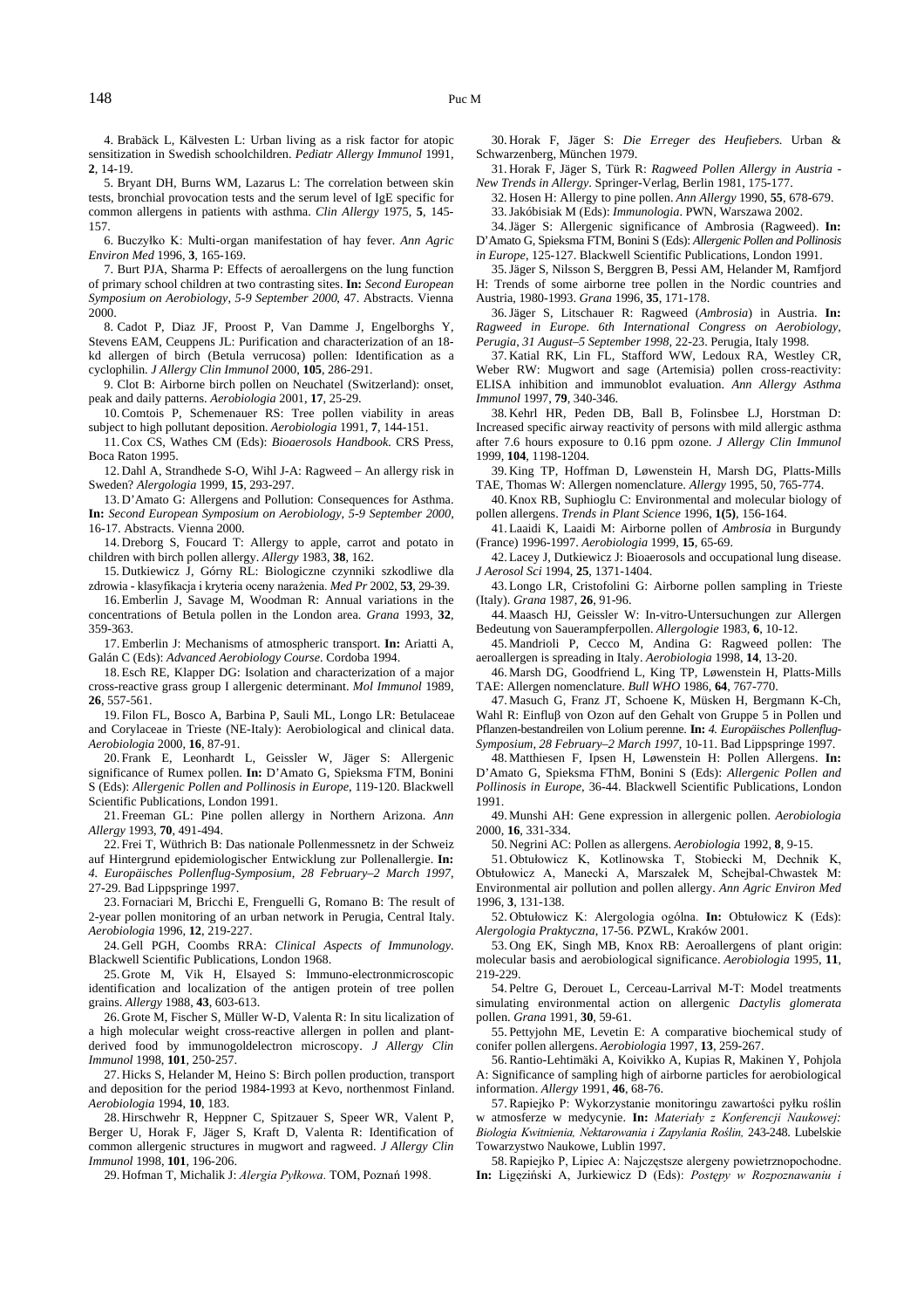4. Bråbäck L, Kälvesten L: Urban living as a risk factor for atopic sensitization in Swedish schoolchildren. *Pediatr Allergy Immunol* 1991, **2**, 14-19.

5. Bryant DH, Burns WM, Lazarus L: The correlation between skin tests, bronchial provocation tests and the serum level of IgE specific for common allergens in patients with asthma. *Clin Allergy* 1975, **5**, 145-157.

6. Buczyłko K: Multi-organ manifestation of hay fever. *Ann Agric Environ Med* 1996, **3**, 165-169.

7. Burt PJA, Sharma P: Effects of aeroallergens on the lung function of primary school children at two contrasting sites. **In:** *Second European Symposium on Aerobiology, 5-9 September 2000*, 47. Abstracts. Vienna 2000.

8. Cadot P, Diaz JF, Proost P, Van Damme J, Engelborghs Y, Stevens EAM, Ceuppens JL: Purification and characterization of an 18-kd allergen of birch (Betula verrucosa) pollen: Identification as a cyclophilin. *J Allergy Clin Immunol* 2000, **105**, 286-291.

9. Clot B: Airborne birch pollen on Neuchatel (Switzerland): onset, peak and daily patterns. *Aerobiologia* 2001, **17**, 25-29.

10. Comtois P, Schemenauer RS: Tree pollen viability in areas subject to high pollutant deposition. *Aerobiologia* 1991, **7**, 144-151.

11. Cox CS, Wathes CM (Eds): *Bioaerosols Handbook*. CRS Press, Boca Raton 1995.

12. Dahl A, Strandhede S-O, Wihl J-A: Ragweed – An allergy risk in Sweden? *Alergogolia* 1999, **15**, 293-297.

13. D'Amato G: Allergens and Pollution: Consequences for Asthma. **In:** *Second European Symposium on Aerobiology, 5-9 September 2000*, 16-17. Abstracts. Vienna 2000.

14. Dreborg S, Foucard T: Allergy to apple, carrot and potato in children with birch pollen allergy. *Allergy* 1983, **38**, 162.

15. Dutkiewicz J, Górny RL: Biologiczne czynniki szkodliwe dla zdrowia - klasyfikacja i kryteria oceny narażenia. *Med Pr* 2002, **53**, 29-39.

16. Emberlin J, Savage M, Woodman R: Annual variations in the concentrations of Betula pollen in the London area. *Grana* 1993, **32**, 359-363.

17. Emberlin J: Mechanisms of atmospheric transport. **In:** Ariatti A, Galán C (Eds): *Advanced Aerobiology Course*. Cordoba 1994.

18. Esch RE, Klapper DG: Isolation and characterization of a major cross-reactive grass group I allergenic determinant. *Mol Immunol* 1989, **26**, 557-561.

19. Filon FL, Bosco A, Barbina P, Sauli ML, Longo LR: Betulaceae and Corylaceae in Trieste (NE-Italy): Aerobiological and clinical data. *Aerobiologia* 2000, **16**, 87-91.

20. Frank E, Leonhardt L, Geissler W, Jäger S: Allergenic significance of Rumex pollen. **In:** D'Amato G, Spieksma FTM, Bonini S (Eds): *Allergenic Pollen and Pollinosis in Europe*, 119-120. Blackwell Scientific Publications, London 1991.

21. Freeman GL: Pine pollen allergy in Northern Arizona. *Ann Allergy* 1993, **70**, 491-494.

22. Frei T, Wüthrich B: Das nationale Pollenmessnetz in der Schweiz auf Hintergrund epidemiologischer Entwicklung zur Pollenallergie. **In:** *4. Europäisches Pollenflug-Symposium, 28 February–2 March 1997*, 27-29. Bad Lippspringe 1997.

23. Fornaciari M, Bricchi E, Frenguelli G, Romano B: The result of 2-year pollen monitoring of an urban network in Perugia, Central Italy. *Aerobiologia* 1996, **12**, 219-227.

24. Gell PGH, Coombs RRA: *Clinical Aspects of Immunology*. Blackwell Scientific Publications, London 1968.

25. Grote M, Vik H, Elsayed S: Immuno-electronmicroscopic identification and localization of the antigen protein of tree pollen grains. *Allergy* 1988, **43**, 603-613.

26. Grote M, Fischer S, Müller W-D, Valenta R: In situ licalization of a high molecular weight cross-reactive allergen in pollen and plant-derived food by immunogoldelectron microscopy. *J Allergy Clin Immunol* 1998, **101**, 250-257.

27. Hicks S, Helander M, Heino S: Birch pollen production, transport and deposition for the period 1984-1993 at Kevo, northenmost Finland. *Aerobiologia* 1994, **10**, 183.

28. Hirschwehr R, Heppner C, Spitzauer S, Speer WR, Valent P, Berger U, Horak F, Jäger S, Kraft D, Valenta R: Identification of common allergenic structures in mugwort and ragweed. *J Allergy Clin Immunol* 1998, **101**, 196-206.

29. Hofman T, Michalik J: *Alergia Pyłkowa*. TOM, Poznań 1998.

30. Horak F, Jäger S: *Die Erreger des Heufiebers.* Urban & Schwarzenberg, München 1979.

31. Horak F, Jäger S, Türk R: *Ragweed Pollen Allergy in Austria - New Trends in Allergy*. Springer-Verlag, Berlin 1981, 175-177.

32. Hosen H: Allergy to pine pollen. *Ann Allergy* 1990, **55**, 678-679.

33. Jakóbisiak M (Eds): *Immunologia*. PWN, Warszawa 2002.

34. Jäger S: Allergenic significance of Ambrosia (Ragweed). **In:** D'Amato G, Spieksma FTM, Bonini S (Eds): *Allergenic Pollen and Pollinosis in Europe*, 125-127. Blackwell Scientific Publications, London 1991.

35. Jäger S, Nilsson S, Berggren B, Pessi AM, Helander M, Ramfjord H: Trends of some airborne tree pollen in the Nordic countries and Austria, 1980-1993. *Grana* 1996, **35**, 171-178.

36. Jäger S, Litschauer R: Ragweed (*Ambrosia*) in Austria. **In:** *Ragweed in Europe. 6th International Congress on Aerobiology, Perugia, 31 August–5 September 1998*, 22-23. Perugia, Italy 1998.

37. Katial RK, Lin FL, Stafford WW, Ledoux RA, Westley CR, Weber RW: Mugwort and sage (Artemisia) pollen cross-reactivity: ELISA inhibition and immunoblot evaluation. *Ann Allergy Asthma Immunol* 1997, **79**, 340-346.

38. Kehrl HR, Peden DB, Ball B, Folinsbee LJ, Horstman D: Increased specific airway reactivity of persons with mild allergic asthma after 7.6 hours exposure to 0.16 ppm ozone. *J Allergy Clin Immunol* 1999, **104**, 1198-1204.

39. King TP, Hoffman D, Løwenstein H, Marsh DG, Platts-Mills TAE, Thomas W: Allergen nomenclature. *Allergy* 1995, 50, 765-774.

40. Knox RB, Suphioglu C: Environmental and molecular biology of pollen allergens. *Trends in Plant Science* 1996, **1(5)**, 156-164.

41. Laaidi K, Laaidi M: Airborne pollen of *Ambrosia* in Burgundy (France) 1996-1997. *Aerobiologia* 1999, **15**, 65-69.

42. Lacey J, Dutkiewicz J: Bioaerosols and occupational lung disease. *J Aerosol Sci* 1994, **25**, 1371-1404.

43. Longo LR, Cristofolini G: Airborne pollen sampling in Trieste (Italy). *Grana* 1987, **26**, 91-96.

44. Maasch HJ, Geissler W: In-vitro-Untersuchungen zur Allergen Bedeutung von Sauerampferpollen. *Allergologie* 1983, **6**, 10-12.

45. Mandrioli P, Cecco M, Andina G: Ragweed pollen: The aeroallergen is spreading in Italy. *Aerobiologia* 1998, **14**, 13-20.

46. Marsh DG, Goodfriend L, King TP, Løwenstein H, Platts-Mills TAE: Allergen nomenclature. *Bull WHO* 1986, **64**, 767-770.

47. Masuch G, Franz JT, Schoene K, Müsken H, Bergmann K-Ch, Wahl R: Einfluβ von Ozon auf den Gehalt von Gruppe 5 in Pollen und Pflanzen-bestandreilen von Lolium perenne. **In:** *4. Europäisches Pollenflug-Symposium, 28 February–2 March 1997*, 10-11. Bad Lippspringe 1997.

48. Matthiesen F, Ipsen H, Løwenstein H: Pollen Allergens. **In:** D'Amato G, Spieksma FThM, Bonini S (Eds): *Allergenic Pollen and Pollinosis in Europe*, 36-44. Blackwell Scientific Publications, London 1991.

49. Munshi AH: Gene expression in allergenic pollen. *Aerobiologia* 2000, **16**, 331-334.

50. Negrini AC: Pollen as allergens. *Aerobiologia* 1992, **8**, 9-15.

51. Obtułowicz K, Kotlinowska T, Stobiecki M, Dechnik K, Obtułowicz A, Manecki A, Marszałek M, Schejbal-Chwastek M: Environmental air pollution and pollen allergy. *Ann Agric Environ Med* 1996, **3**, 131-138.

52. Obtułowicz K: Alergologia ogólna. **In:** Obtułowicz K (Eds): *Alergologia Praktyczna*, 17-56. PZWL, Kraków 2001.

53. Ong EK, Singh MB, Knox RB: Aeroallergens of plant origin: molecular basis and aerobiological significance. *Aerobiologia* 1995, **11**, 219-229.

54. Peltre G, Derouet L, Cerceau-Larrival M-T: Model treatments simulating environmental action on allergenic *Dactylis glomerata* pollen. *Grana* 1991, **30**, 59-61.

55. Pettyjohn ME, Levetin E: A comparative biochemical study of conifer pollen allergens. *Aerobiologia* 1997, **13**, 259-267.

56. Rantio-Lehtimäki A, Koivikko A, Kupias R, Makinen Y, Pohjola A: Significance of sampling high of airborne particles for aerobiological information. *Allergy* 1991, **46**, 68-76.

57. Rapiejko P: Wykorzystanie monitoringu zawartości pyłku roślin w atmosferze w medycynie. **In:** *Materiały z Konferencji Naukowej: Biologia Kwitnienia, Nektarowania i Zapylania Roślin*, 243-248. Lubelskie Towarzystwo Naukowe, Lublin 1997.

58. Rapiejko P, Lipiec A: Najczęstsze alergeny powietrznopochodne. **In:** Ligęziński A, Jurkiewicz D (Eds): *Postępy w Rozpoznawaniu i*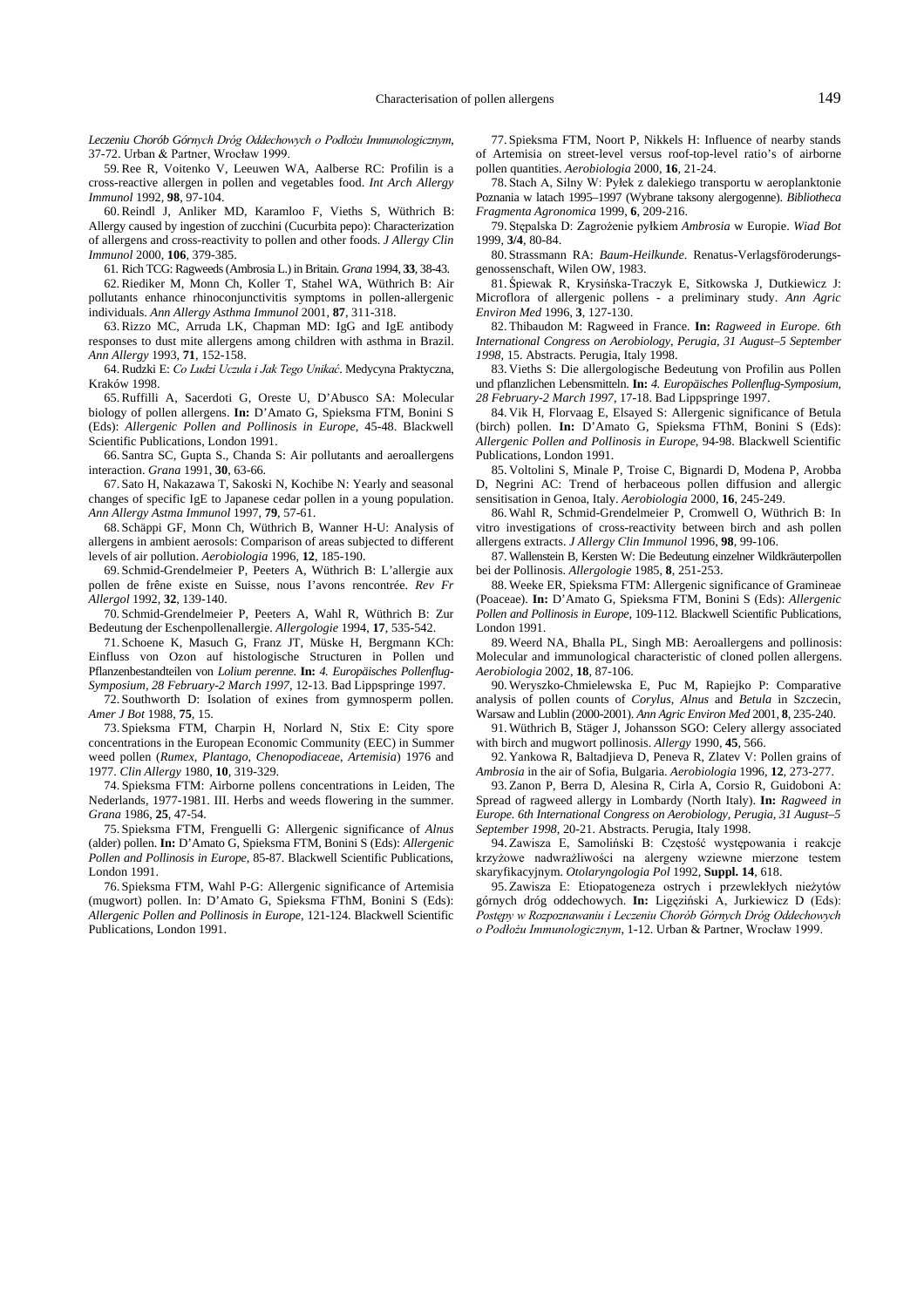*Leczeniu Chorób Górnych Dróg Oddechowych o Podłożu Immunologicznym*, 37-72. Urban & Partner, Wrocław 1999.

59. Ree R, Voitenko V, Leeuwen WA, Aalberse RC: Profilin is a cross-reactive allergen in pollen and vegetables food. *Int Arch Allergy Immunol* 1992, **98**, 97-104.

60. Reindl J, Anliker MD, Karamloo F, Vieths S, Wüthrich B: Allergy caused by ingestion of zucchini (Cucurbita pepo): Characterization of allergens and cross-reactivity to pollen and other foods. *J Allergy Clin Immunol* 2000, **106**, 379-385.

61. Rich TCG: Ragweeds (Ambrosia L.) in Britain. *Grana* 1994, **33**, 38-43.

62. Riediker M, Monn Ch, Koller T, Stahel WA, Wüthrich B: Air pollutants enhance rhinoconjunctivitis symptoms in pollen-allergenic individuals. *Ann Allergy Asthma Immunol* 2001, **87**, 311-318.

63. Rizzo MC, Arruda LK, Chapman MD: IgG and IgE antibody responses to dust mite allergens among children with asthma in Brazil. *Ann Allergy* 1993, **71**, 152-158.

64. Rudzki E: *Co Ludzi Uczula i Jak Tego Unikać*. Medycyna Praktyczna, Kraków 1998.

65. Ruffilli A, Sacerdoti G, Oreste U, D'Abusco SA: Molecular biology of pollen allergens. **In:** D'Amato G, Spieksma FTM, Bonini S (Eds): *Allergenic Pollen and Pollinosis in Europe*, 45-48. Blackwell Scientific Publications, London 1991.

66. Santra SC, Gupta S., Chanda S: Air pollutants and aeroallergens interaction. *Grana* 1991, **30**, 63-66.

67. Sato H, Nakazawa T, Sakoski N, Kochibe N: Yearly and seasonal changes of specific IgE to Japanese cedar pollen in a young population. *Ann Allergy Astma Immunol* 1997, **79**, 57-61.

68. Schäppi GF, Monn Ch, Wüthrich B, Wanner H-U: Analysis of allergens in ambient aerosols: Comparison of areas subjected to different levels of air pollution. *Aerobiologia* 1996, **12**, 185-190.

69. Schmid-Grendelmeier P, Peeters A, Wüthrich B: L'allergie aux pollen de frêne existe en Suisse, nous I'avons rencontrée. *Rev Fr Allergol* 1992, **32**, 139-140.

70. Schmid-Grendelmeier P, Peeters A, Wahl R, Wüthrich B: Zur Bedeutung der Eschenpollenallergie. *Allergologie* 1994, **17**, 535-542.

71. Schoene K, Masuch G, Franz JT, Müske H, Bergmann KCh: Einfluss von Ozon auf histologische Structuren in Pollen und Pflanzenbestandteilen von *Lolium perenne*. **In:** *4. Europäisches Pollenflug-Symposium, 28 February-2 March 1997*, 12-13. Bad Lippspringe 1997.

72. Southworth D: Isolation of exines from gymnosperm pollen. *Amer J Bot* 1988, **75**, 15.

73. Spieksma FTM, Charpin H, Norlard N, Stix E: City spore concentrations in the European Economic Community (EEC) in Summer weed pollen (*Rumex, Plantago, Chenopodiaceae, Artemisia*) 1976 and 1977. *Clin Allergy* 1980, **10**, 319-329.

74. Spieksma FTM: Airborne pollens concentrations in Leiden, The Nederlands, 1977-1981. III. Herbs and weeds flowering in the summer. *Grana* 1986, **25**, 47-54.

75. Spieksma FTM, Frenguelli G: Allergenic significance of *Alnus* (alder) pollen. **In:** D'Amato G, Spieksma FTM, Bonini S (Eds): *Allergenic Pollen and Pollinosis in Europe*, 85-87. Blackwell Scientific Publications, London 1991.

76. Spieksma FTM, Wahl P-G: Allergenic significance of Artemisia (mugwort) pollen. In: D'Amato G, Spieksma FThM, Bonini S (Eds): *Allergenic Pollen and Pollinosis in Europe*, 121-124. Blackwell Scientific Publications, London 1991.

77. Spieksma FTM, Noort P, Nikkels H: Influence of nearby stands of Artemisia on street-level versus roof-top-level ratio's of airborne pollen quantities. *Aerobiologia* 2000, **16**, 21-24.

78. Stach A, Silny W: Pyłek z dalekiego transportu w aeroplanktonie Poznania w latach 1995–1997 (Wybrane taksony alergogenne). *Bibliotheca Fragmenta Agronomica* 1999, **6**, 209-216.

79. Stępalska D: Zagrożenie pyłkiem *Ambrosia* w Europie. *Wiad Bot* 1999, **3/4**, 80-84.

80. Strassmann RA: *Baum-Heilkunde*. Renatus-Verlagsföroderungs-genossenschaft, Wilen OW, 1983.

81. Śpiewak R, Krysińska-Traczyk E, Sitkowska J, Dutkiewicz J: Microflora of allergenic pollens - a preliminary study. *Ann Agric Environ Med* 1996, **3**, 127-130.

82. Thibaudon M: Ragweed in France. **In:** *Ragweed in Europe. 6th International Congress on Aerobiology, Perugia, 31 August–5 September 1998*, 15. Abstracts. Perugia, Italy 1998.

83. Vieths S: Die allergologische Bedeutung von Profilin aus Pollen und pflanzlichen Lebensmitteln. **In:** *4. Europäisches Pollenflug-Symposium, 28 February-2 March 1997*, 17-18. Bad Lippspringe 1997.

84. Vik H, Florvaag E, Elsayed S: Allergenic significance of Betula (birch) pollen. **In:** D'Amato G, Spieksma FThM, Bonini S (Eds): *Allergenic Pollen and Pollinosis in Europe*, 94-98. Blackwell Scientific Publications, London 1991.

85. Voltolini S, Minale P, Troise C, Bignardi D, Modena P, Arobba D, Negrini AC: Trend of herbaceous pollen diffusion and allergic sensitisation in Genoa, Italy. *Aerobiologia* 2000, **16**, 245-249.

86. Wahl R, Schmid-Grendelmeier P, Cromwell O, Wüthrich B: In vitro investigations of cross-reactivity between birch and ash pollen allergens extracts. *J Allergy Clin Immunol* 1996, **98**, 99-106.

87. Wallenstein B, Kersten W: Die Bedeutung einzelner Wildkräuterpollen bei der Pollinosis. *Allergologie* 1985, **8**, 251-253.

88. Weeke ER, Spieksma FTM: Allergenic significance of Gramineae (Poaceae). **In:** D'Amato G, Spieksma FTM, Bonini S (Eds): *Allergenic Pollen and Pollinosis in Europe*, 109-112. Blackwell Scientific Publications, London 1991.

89. Weerd NA, Bhalla PL, Singh MB: Aeroallergens and pollinosis: Molecular and immunological characteristic of cloned pollen allergens. *Aerobiologia* 2002, **18**, 87-106.

90. Weryszko-Chmielewska E, Puc M, Rapiejko P: Comparative analysis of pollen counts of *Corylus*, *Alnus* and *Betula* in Szczecin, Warsaw and Lublin (2000-2001). *Ann Agric Environ Med* 2001, **8**, 235-240.

91. Wüthrich B, Stäger J, Johansson SGO: Celery allergy associated with birch and mugwort pollinosis. *Allergy* 1990, **45**, 566.

92. Yankowa R, Baltadjieva D, Peneva R, Zlatev V: Pollen grains of *Ambrosia* in the air of Sofia, Bulgaria. *Aerobiologia* 1996, **12**, 273-277.

93. Zanon P, Berra D, Alesina R, Cirla A, Corsio R, Guidoboni A: Spread of ragweed allergy in Lombardy (North Italy). **In:** *Ragweed in Europe. 6th International Congress on Aerobiology, Perugia, 31 August–5 September 1998*, 20-21. Abstracts. Perugia, Italy 1998.

94. Zawisza E, Samoliński B: Częstość występowania i reakcje krzyżowe nadwrażliwości na alergeny wziewne mierzone testem skaryfikacyjnym. *Otolaryngologia Pol* 1992, **Suppl. 14**, 618.

95. Zawisza E: Etiopatogeneza ostrych i przewlekłych nieżytów górnych dróg oddechowych. **In:** Ligęziński A, Jurkiewicz D (Eds): *Postępy w Rozpoznawaniu i Leczeniu Chorób Górnych Dróg Oddechowych o Podłożu Immunologicznym*, 1-12. Urban & Partner, Wrocław 1999.